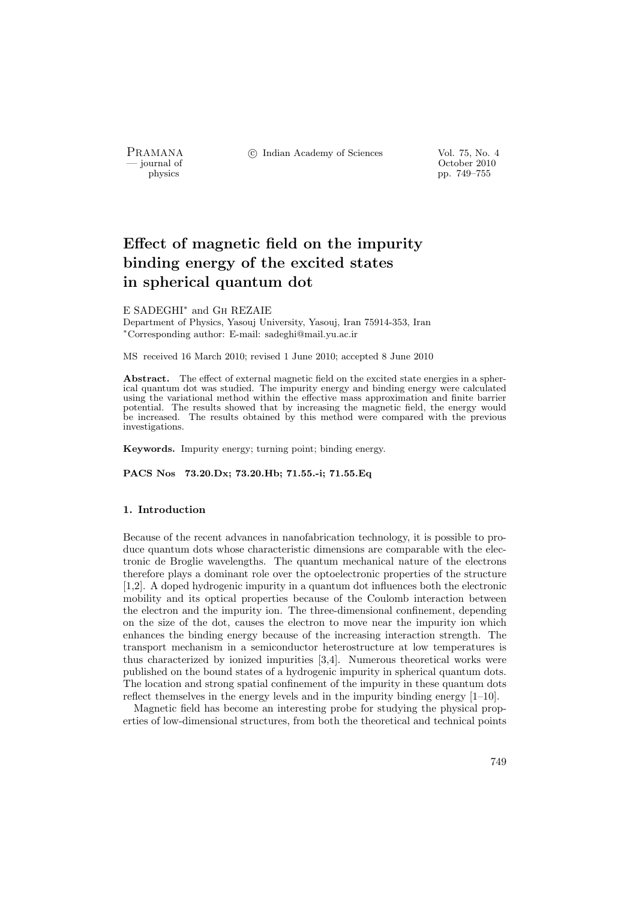# Effect of magnetic field on the impurity binding energy of the excited states in spherical quantum dot

E SADEGHI* and GH REZAIE

Department of Physics, Yasouj University, Yasouj, Iran 75914-353, Iran

*Corresponding author: E-mail: sadeghi@mail.yu.ac.ir

MS received 16 March 2010; revised 1 June 2010; accepted 8 June 2010

**Abstract.** The effect of external magnetic field on the excited state energies in a spherical quantum dot was studied. The impurity energy and binding energy were calculated using the variational method within the effective mass approximation and finite barrier potential. The results showed that by increasing the magnetic field, the energy would be increased. The results obtained by this method were compared with the previous investigations.

**Keywords.** Impurity energy; turning point; binding energy.

**PACS Nos 73.20.Dx; 73.20.Hb; 71.55.-i; 71.55.Eq**

## 1. Introduction

Because of the recent advances in nanofabrication technology, it is possible to produce quantum dots whose characteristic dimensions are comparable with the electronic de Broglie wavelengths. The quantum mechanical nature of the electrons therefore plays a dominant role over the optoelectronic properties of the structure [1,2]. A doped hydrogenic impurity in a quantum dot influences both the electronic mobility and its optical properties because of the Coulomb interaction between the electron and the impurity ion. The three-dimensional confinement, depending on the size of the dot, causes the electron to move near the impurity ion which enhances the binding energy because of the increasing interaction strength. The transport mechanism in a semiconductor heterostructure at low temperatures is thus characterized by ionized impurities [3,4]. Numerous theoretical works were published on the bound states of a hydrogenic impurity in spherical quantum dots. The location and strong spatial confinement of the impurity in these quantum dots reflect themselves in the energy levels and in the impurity binding energy [1–10].

Magnetic field has become an interesting probe for studying the physical properties of low-dimensional structures, from both the theoretical and technical points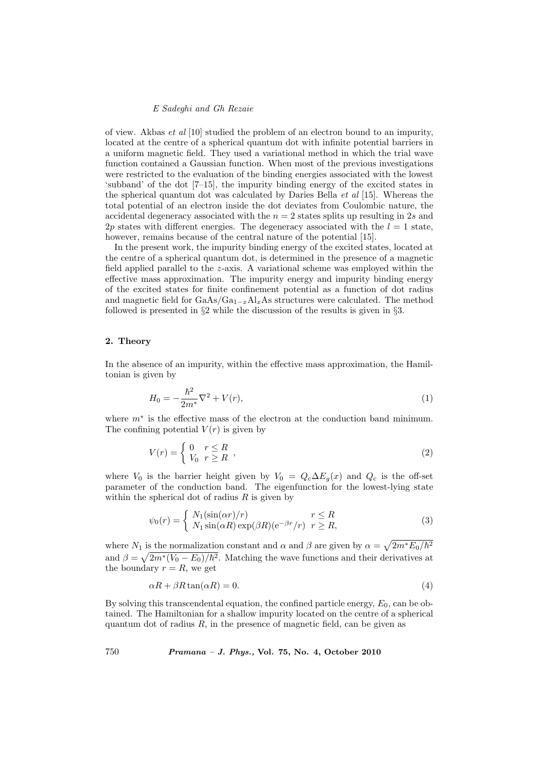of view. Akbas *et al* [10] studied the problem of an electron bound to an impurity, located at the centre of a spherical quantum dot with infinite potential barriers in a uniform magnetic field. They used a variational method in which the trial wave function contained a Gaussian function. When most of the previous investigations were restricted to the evaluation of the binding energies associated with the lowest 'subband' of the dot [7–15], the impurity binding energy of the excited states in the spherical quantum dot was calculated by Daries Bella *et al* [15]. Whereas the total potential of an electron inside the dot deviates from Coulombic nature, the accidental degeneracy associated with the $n = 2$ states splits up resulting in $2s$ and $2p$ states with different energies. The degeneracy associated with the $l = 1$ state, however, remains because of the central nature of the potential [15].

In the present work, the impurity binding energy of the excited states, located at the centre of a spherical quantum dot, is determined in the presence of a magnetic field applied parallel to the $z$-axis. A variational scheme was employed within the effective mass approximation. The impurity energy and impurity binding energy of the excited states for finite confinement potential as a function of dot radius and magnetic field for $\mathrm{GaAs/Ga_{1-x}Al_xAs}$ structures were calculated. The method followed is presented in §2 while the discussion of the results is given in §3.

## 2. Theory

In the absence of an impurity, within the effective mass approximation, the Hamiltonian is given by

$$H_0 = -\frac{\hbar^2}{2m^*}\nabla^2 + V(r), \tag{1}$$

where $m^*$ is the effective mass of the electron at the conduction band minimum. The confining potential $V(r)$ is given by

$$V(r) = \begin{cases} 0 & r \leq R \\ V_0 & r \geq R \end{cases}, \tag{2}$$

where $V_0$ is the barrier height given by $V_0 = Q_c \Delta E_g(x)$ and $Q_c$ is the off-set parameter of the conduction band. The eigenfunction for the lowest-lying state within the spherical dot of radius $R$ is given by

$$\psi_0(r) = \begin{cases} N_1(\sin(\alpha r)/r) & r \leq R \\ N_1 \sin(\alpha R)\exp(\beta R)(\mathrm{e}^{-\beta r}/r) & r \geq R, \end{cases} \tag{3}$$

where $N_1$ is the normalization constant and $\alpha$ and $\beta$ are given by $\alpha = \sqrt{2m^* E_0/\hbar^2}$ and $\beta = \sqrt{2m^*(V_0 - E_0)/\hbar^2}$. Matching the wave functions and their derivatives at the boundary $r = R$, we get

$$\alpha R + \beta R \tan(\alpha R) = 0. \tag{4}$$

By solving this transcendental equation, the confined particle energy, $E_0$, can be obtained. The Hamiltonian for a shallow impurity located on the centre of a spherical quantum dot of radius $R$, in the presence of magnetic field, can be given as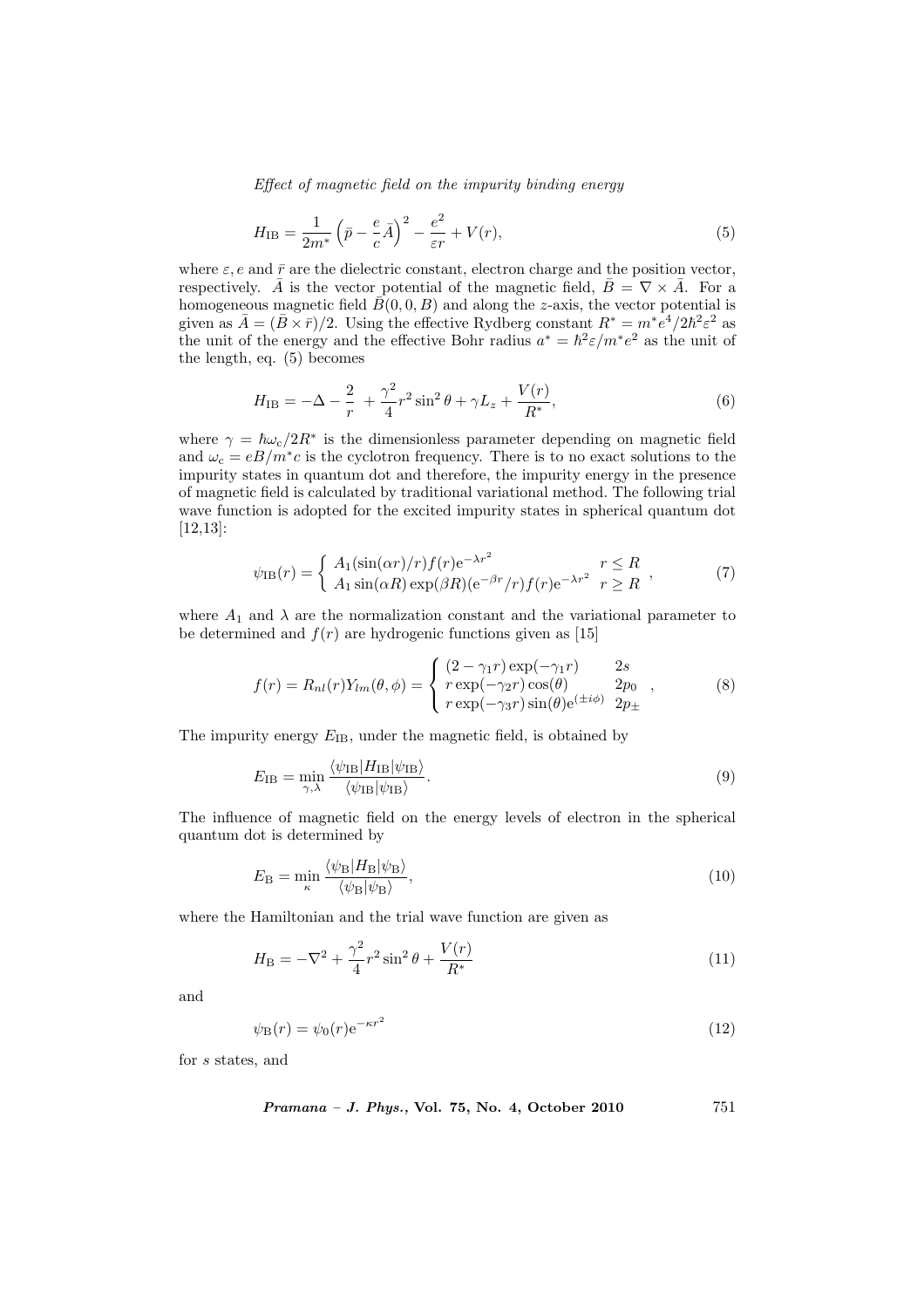$$H_{\mathrm{IB}} = \frac{1}{2m^*}\left(\bar{p} - \frac{e}{c}\bar{A}\right)^2 - \frac{e^2}{\varepsilon r} + V(r), \tag{5}$$

where $\varepsilon, e$ and $\bar{r}$ are the dielectric constant, electron charge and the position vector, respectively. $\bar{A}$ is the vector potential of the magnetic field, $\bar{B} = \nabla \times \bar{A}$. For a homogeneous magnetic field $\bar{B}(0, 0, B)$ and along the $z$-axis, the vector potential is given as $\bar{A} = (\bar{B} \times \bar{r})/2$. Using the effective Rydberg constant $R^* = m^* e^4/2\hbar^2\varepsilon^2$ as the unit of the energy and the effective Bohr radius $a^* = \hbar^2\varepsilon/m^* e^2$ as the unit of the length, eq. (5) becomes

$$H_{\mathrm{IB}} = -\Delta - \frac{2}{r} + \frac{\gamma^2}{4} r^2 \sin^2\theta + \gamma L_z + \frac{V(r)}{R^*}, \tag{6}$$

where $\gamma = \hbar\omega_{\mathrm{c}}/2R^*$ is the dimensionless parameter depending on magnetic field and $\omega_{\mathrm{c}} = eB/m^* c$ is the cyclotron frequency. There is to no exact solutions to the impurity states in quantum dot and therefore, the impurity energy in the presence of magnetic field is calculated by traditional variational method. The following trial wave function is adopted for the excited impurity states in spherical quantum dot [12,13]:

$$\psi_{\mathrm{IB}}(r) = \begin{cases} A_1(\sin(\alpha r)/r) f(r) \mathrm{e}^{-\lambda r^2} & r \le R \\ A_1 \sin(\alpha R)\exp(\beta R)(\mathrm{e}^{-\beta r}/r) f(r) \mathrm{e}^{-\lambda r^2} & r \ge R \end{cases}, \tag{7}$$

where $A_1$ and $\lambda$ are the normalization constant and the variational parameter to be determined and $f(r)$ are hydrogenic functions given as [15]

$$f(r) = R_{nl}(r) Y_{lm}(\theta, \phi) = \begin{cases} (2 - \gamma_1 r)\exp(-\gamma_1 r) & 2s \\ r\exp(-\gamma_2 r)\cos(\theta) & 2p_0 \\ r\exp(-\gamma_3 r)\sin(\theta)\mathrm{e}^{(\pm i\phi)} & 2p_{\pm} \end{cases}, \tag{8}$$

The impurity energy $E_{\mathrm{IB}}$, under the magnetic field, is obtained by

$$E_{\mathrm{IB}} = \min_{\gamma, \lambda} \frac{\langle \psi_{\mathrm{IB}} | H_{\mathrm{IB}} | \psi_{\mathrm{IB}} \rangle}{\langle \psi_{\mathrm{IB}} | \psi_{\mathrm{IB}} \rangle}. \tag{9}$$

The influence of magnetic field on the energy levels of electron in the spherical quantum dot is determined by

$$E_{\mathrm{B}} = \min_{\kappa} \frac{\langle \psi_{\mathrm{B}} | H_{\mathrm{B}} | \psi_{\mathrm{B}} \rangle}{\langle \psi_{\mathrm{B}} | \psi_{\mathrm{B}} \rangle}, \tag{10}$$

where the Hamiltonian and the trial wave function are given as

$$H_{\mathrm{B}} = -\nabla^2 + \frac{\gamma^2}{4} r^2 \sin^2\theta + \frac{V(r)}{R^*} \tag{11}$$

and

$$\psi_{\mathrm{B}}(r) = \psi_0(r) \mathrm{e}^{-\kappa r^2} \tag{12}$$

for $s$ states, and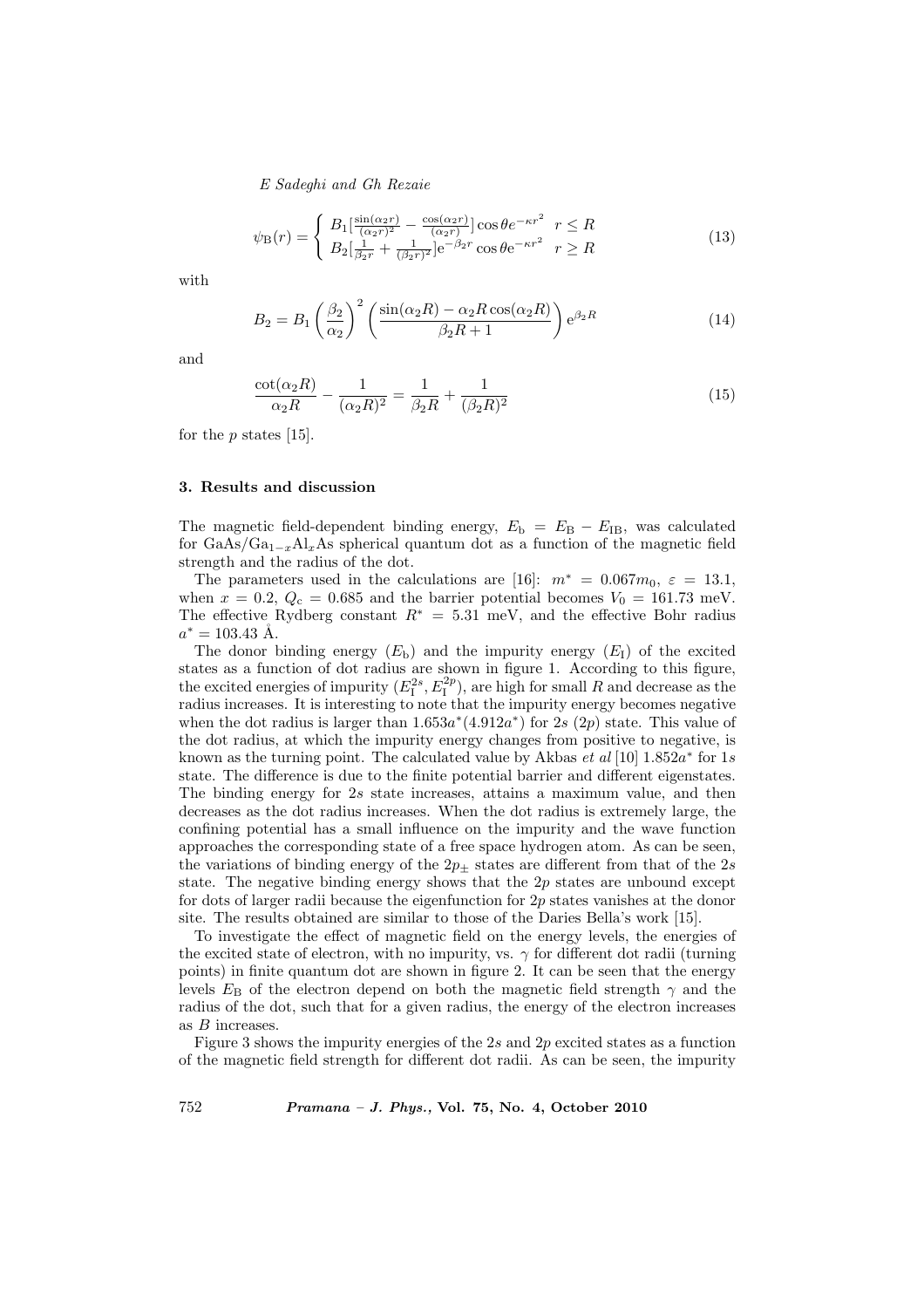$$\psi_{\mathrm{B}}(r) = \begin{cases} B_1 [\frac{\sin(\alpha_2 r)}{(\alpha_2 r)^2} - \frac{\cos(\alpha_2 r)}{(\alpha_2 r)}] \cos\theta e^{-\kappa r^2} & r \leq R \\ B_2 [\frac{1}{\beta_2 r} + \frac{1}{(\beta_2 r)^2}] \mathrm{e}^{-\beta_2 r} \cos\theta \mathrm{e}^{-\kappa r^2} & r \geq R \end{cases} \tag{13}$$

with

$$B_2 = B_1 \left(\frac{\beta_2}{\alpha_2}\right)^2 \left(\frac{\sin(\alpha_2 R) - \alpha_2 R \cos(\alpha_2 R)}{\beta_2 R + 1}\right) \mathrm{e}^{\beta_2 R} \tag{14}$$

and

$$\frac{\cot(\alpha_2 R)}{\alpha_2 R} - \frac{1}{(\alpha_2 R)^2} = \frac{1}{\beta_2 R} + \frac{1}{(\beta_2 R)^2} \tag{15}$$

for the $p$ states [15].

### 3. Results and discussion

The magnetic field-dependent binding energy, $E_{\mathrm{b}} = E_{\mathrm{B}} - E_{\mathrm{IB}}$, was calculated for $\mathrm{GaAs/Ga_{1-x}Al_xAs}$ spherical quantum dot as a function of the magnetic field strength and the radius of the dot.

The parameters used in the calculations are [16]: $m^* = 0.067m_0$, $\varepsilon = 13.1$, when $x = 0.2$, $Q_{\mathrm{c}} = 0.685$ and the barrier potential becomes $V_0 = 161.73$ meV. The effective Rydberg constant $R^* = 5.31$ meV, and the effective Bohr radius $a^* = 103.43$ Å.

The donor binding energy ($E_{\mathrm{b}}$) and the impurity energy ($E_{\mathrm{I}}$) of the excited states as a function of dot radius are shown in figure 1. According to this figure, the excited energies of impurity ($E_{\mathrm{I}}^{2s}, E_{\mathrm{I}}^{2p}$), are high for small $R$ and decrease as the radius increases. It is interesting to note that the impurity energy becomes negative when the dot radius is larger than $1.653a^*(4.912a^*)$ for $2s$ ($2p$) state. This value of the dot radius, at which the impurity energy changes from positive to negative, is known as the turning point. The calculated value by Akbas *et al* [10] $1.852a^*$ for $1s$ state. The difference is due to the finite potential barrier and different eigenstates. The binding energy for $2s$ state increases, attains a maximum value, and then decreases as the dot radius increases. When the dot radius is extremely large, the confining potential has a small influence on the impurity and the wave function approaches the corresponding state of a free space hydrogen atom. As can be seen, the variations of binding energy of the $2p_{\pm}$ states are different from that of the $2s$ state. The negative binding energy shows that the $2p$ states are unbound except for dots of larger radii because the eigenfunction for $2p$ states vanishes at the donor site. The results obtained are similar to those of the Daries Bella's work [15].

To investigate the effect of magnetic field on the energy levels, the energies of the excited state of electron, with no impurity, vs. $\gamma$ for different dot radii (turning points) in finite quantum dot are shown in figure 2. It can be seen that the energy levels $E_{\mathrm{B}}$ of the electron depend on both the magnetic field strength $\gamma$ and the radius of the dot, such that for a given radius, the energy of the electron increases as $B$ increases.

Figure 3 shows the impurity energies of the $2s$ and $2p$ excited states as a function of the magnetic field strength for different dot radii. As can be seen, the impurity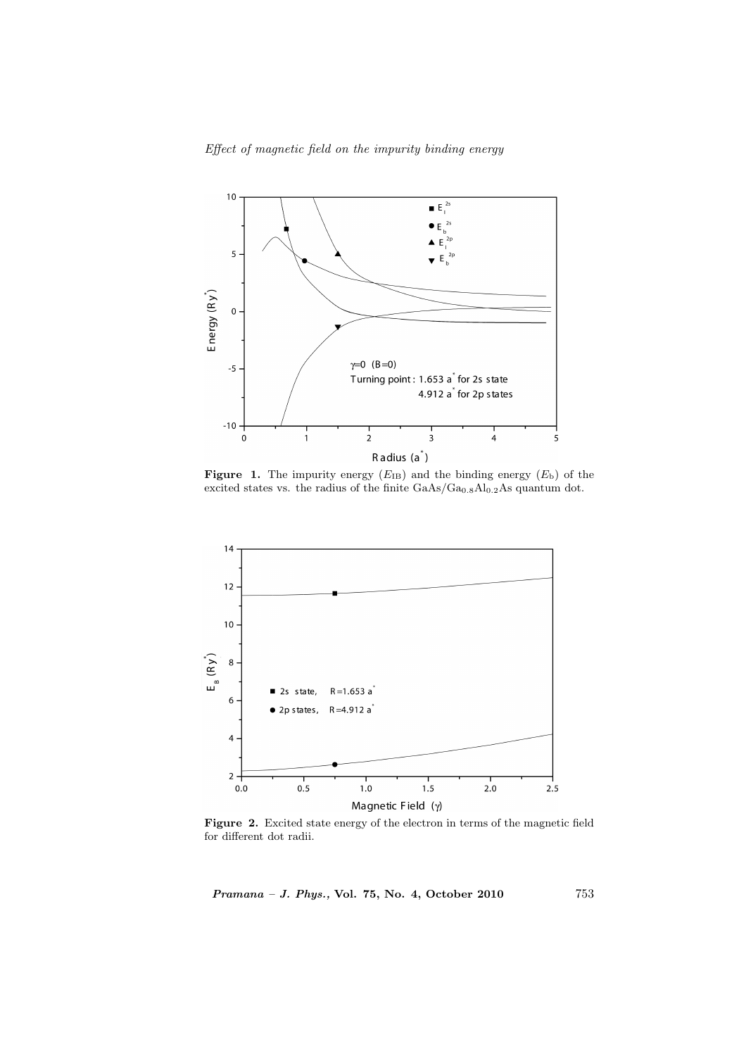**Figure 1.** The impurity energy ($E_{IB}$) and the binding energy ($E_b$) of the excited states vs. the radius of the finite $GaAs/Ga_{0.8}Al_{0.2}As$ quantum dot.

**Figure 2.** Excited state energy of the electron in terms of the magnetic field for different dot radii.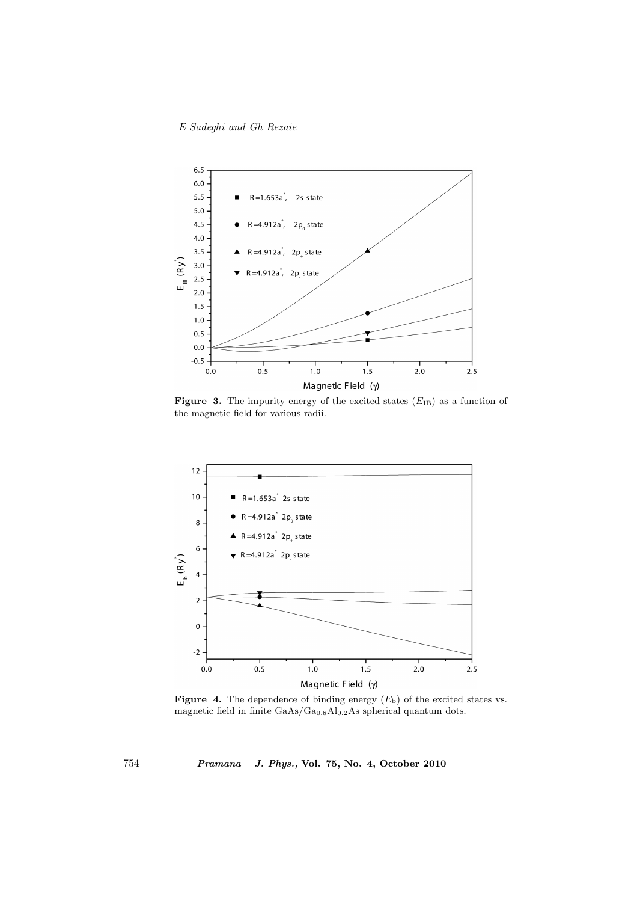**Figure 3.** The impurity energy of the excited states ($E_{\mathrm{IB}}$) as a function of the magnetic field for various radii.

**Figure 4.** The dependence of binding energy ($E_{\mathrm{b}}$) of the excited states vs. magnetic field in finite $GaAs/Ga_{0.8}Al_{0.2}As$ spherical quantum dots.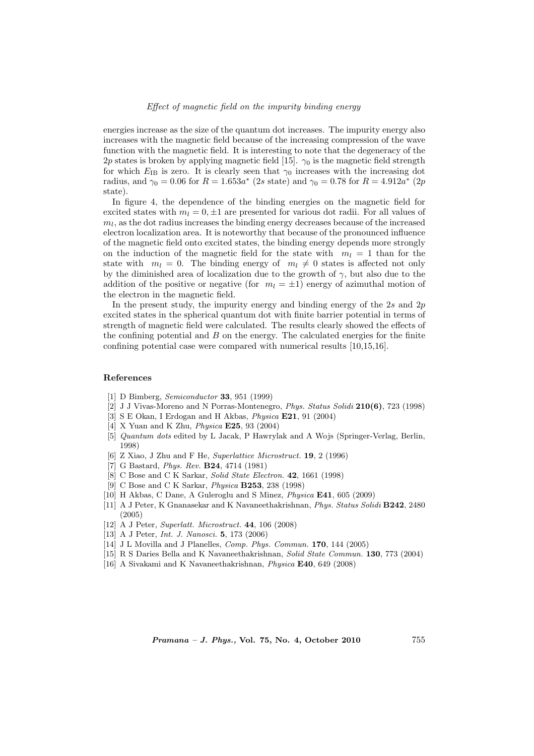energies increase as the size of the quantum dot increases. The impurity energy also increases with the magnetic field because of the increasing compression of the wave function with the magnetic field. It is interesting to note that the degeneracy of the $2p$ states is broken by applying magnetic field [15]. $\gamma_0$ is the magnetic field strength for which $E_{\rm IB}$ is zero. It is clearly seen that $\gamma_0$ increases with the increasing dot radius, and $\gamma_0 = 0.06$ for $R = 1.653a^*$ ($2s$ state) and $\gamma_0 = 0.78$ for $R = 4.912a^*$ ($2p$ state).

In figure 4, the dependence of the binding energies on the magnetic field for excited states with $m_l = 0, \pm 1$ are presented for various dot radii. For all values of $m_l$, as the dot radius increases the binding energy decreases because of the increased electron localization area. It is noteworthy that because of the pronounced influence of the magnetic field onto excited states, the binding energy depends more strongly on the induction of the magnetic field for the state with $m_l = 1$ than for the state with $m_l = 0$. The binding energy of $m_l \neq 0$ states is affected not only by the diminished area of localization due to the growth of $\gamma$, but also due to the addition of the positive or negative (for $m_l = \pm 1$) energy of azimuthal motion of the electron in the magnetic field.

In the present study, the impurity energy and binding energy of the $2s$ and $2p$ excited states in the spherical quantum dot with finite barrier potential in terms of strength of magnetic field were calculated. The results clearly showed the effects of the confining potential and $B$ on the energy. The calculated energies for the finite confining potential case were compared with numerical results [10,15,16].

## References

[1] D Bimberg, *Semiconductor* **33**, 951 (1999)
[2] J J Vivas-Moreno and N Porras-Montenegro, *Phys. Status Solidi* **210(6)**, 723 (1998)
[3] S E Okan, I Erdogan and H Akbas, *Physica* **E21**, 91 (2004)
[4] X Yuan and K Zhu, *Physica* **E25**, 93 (2004)
[5] *Quantum dots* edited by L Jacak, P Hawrylak and A Wojs (Springer-Verlag, Berlin, 1998)
[6] Z Xiao, J Zhu and F He, *Superlattice Microstruct.* **19**, 2 (1996)
[7] G Bastard, *Phys. Rev.* **B24**, 4714 (1981)
[8] C Bose and C K Sarkar, *Solid State Electron.* **42**, 1661 (1998)
[9] C Bose and C K Sarkar, *Physica* **B253**, 238 (1998)
[10] H Akbas, C Dane, A Guleroglu and S Minez, *Physica* **E41**, 605 (2009)
[11] A J Peter, K Gnanasekar and K Navaneethakrishnan, *Phys. Status Solidi* **B242**, 2480 (2005)
[12] A J Peter, *Superlatt. Microstruct.* **44**, 106 (2008)
[13] A J Peter, *Int. J. Nanosci.* **5**, 173 (2006)
[14] J L Movilla and J Planelles, *Comp. Phys. Commun.* **170**, 144 (2005)
[15] R S Daries Bella and K Navaneethakrishnan, *Solid State Commun.* **130**, 773 (2004)
[16] A Sivakami and K Navaneethakrishnan, *Physica* **E40**, 649 (2008)